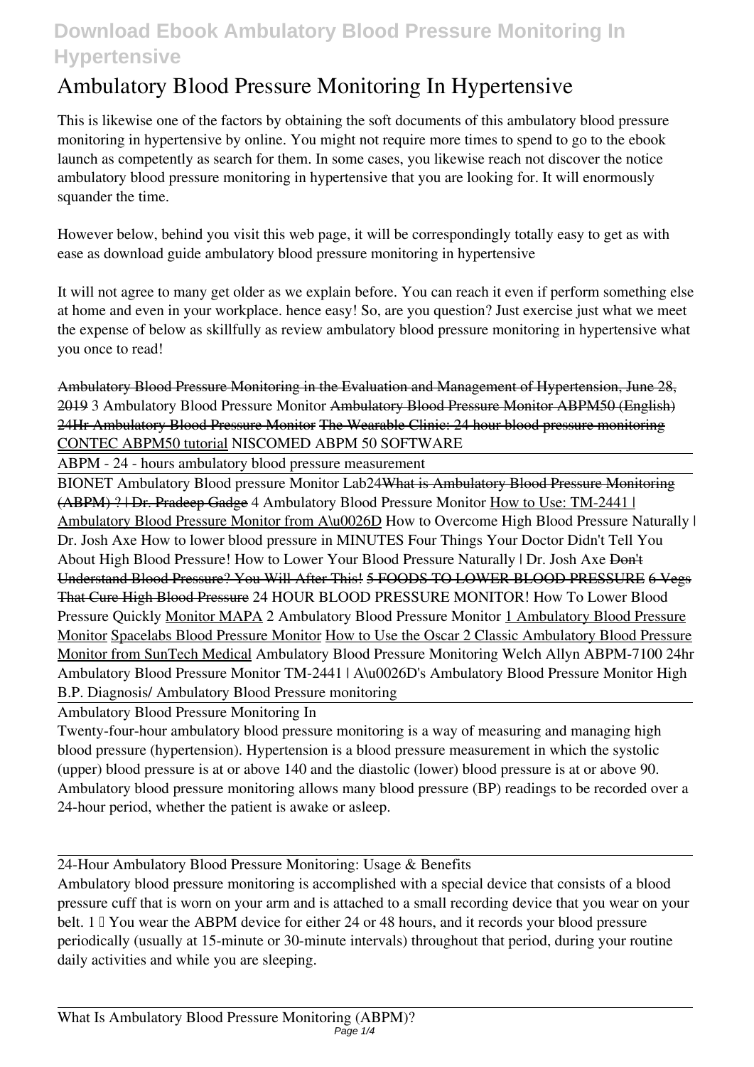# Ambulatory Blood Pressure Monitoring In Hypertensive

This is likewise one of the factors by obtaining the soft documents of this ambulatory blood pressure monitoring in hypertensive by online. You might not require more times to spend to go to the ebook launch as competently as search for them. In some cases, you likewise reach not discover the notice ambulatory blood pressure monitoring in hypertensive that you are looking for. It will enormously squander the time.

However below, behind you visit this web page, it will be correspondingly totally easy to get as with ease as download guide ambulatory blood pressure monitoring in hypertensive

It will not agree to many get older as we explain before. You can reach it even if perform something else at home and even in your workplace. hence easy! So, are you question? Just exercise just what we meet the expense of below as skillfully as review ambulatory blood pressure monitoring in hypertensive what you once to read!

~~Ambulatory Blood Pressure Monitoring in the Evaluation and Management of Hypertension, June 28, 2019~~ *3 Ambulatory Blood Pressure Monitor* ~~Ambulatory Blood Pressure Monitor ABPM50 (English)~~ ~~24Hr Ambulatory Blood Pressure Monitor~~ ~~The Wearable Clinic: 24 hour blood pressure monitoring~~ CONTEC ABPM50 tutorial *NISCOMED ABPM 50 SOFTWARE*

ABPM - 24 - hours ambulatory blood pressure measurement

BIONET Ambulatory Blood pressure Monitor Lab24~~What is Ambulatory Blood Pressure Monitoring (ABPM) ? | Dr. Pradeep Gadge~~ *4 Ambulatory Blood Pressure Monitor* How to Use: TM-2441 | Ambulatory Blood Pressure Monitor from A\u0026D *How to Overcome High Blood Pressure Naturally | Dr. Josh Axe How to lower blood pressure in MINUTES Four Things Your Doctor Didn't Tell You About High Blood Pressure! How to Lower Your Blood Pressure Naturally | Dr. Josh Axe* ~~Don't Understand Blood Pressure? You Will After This!~~ ~~5 FOODS TO LOWER BLOOD PRESSURE~~ ~~6 Vegs That Cure High Blood Pressure~~ *24 HOUR BLOOD PRESSURE MONITOR! How To Lower Blood Pressure Quickly* Monitor MAPA *2 Ambulatory Blood Pressure Monitor* 1 Ambulatory Blood Pressure Monitor Spacelabs Blood Pressure Monitor How to Use the Oscar 2 Classic Ambulatory Blood Pressure Monitor from SunTech Medical *Ambulatory Blood Pressure Monitoring Welch Allyn ABPM-7100 24hr Ambulatory Blood Pressure Monitor TM-2441 | A\u0026D's Ambulatory Blood Pressure Monitor High B.P. Diagnosis/ Ambulatory Blood Pressure monitoring*

## Ambulatory Blood Pressure Monitoring In

Twenty-four-hour ambulatory blood pressure monitoring is a way of measuring and managing high blood pressure (hypertension). Hypertension is a blood pressure measurement in which the systolic (upper) blood pressure is at or above 140 and the diastolic (lower) blood pressure is at or above 90. Ambulatory blood pressure monitoring allows many blood pressure (BP) readings to be recorded over a 24-hour period, whether the patient is awake or asleep.

## 24-Hour Ambulatory Blood Pressure Monitoring: Usage & Benefits

Ambulatory blood pressure monitoring is accomplished with a special device that consists of a blood pressure cuff that is worn on your arm and is attached to a small recording device that you wear on your belt. 1 You wear the ABPM device for either 24 or 48 hours, and it records your blood pressure periodically (usually at 15-minute or 30-minute intervals) throughout that period, during your routine daily activities and while you are sleeping.

## What Is Ambulatory Blood Pressure Monitoring (ABPM)?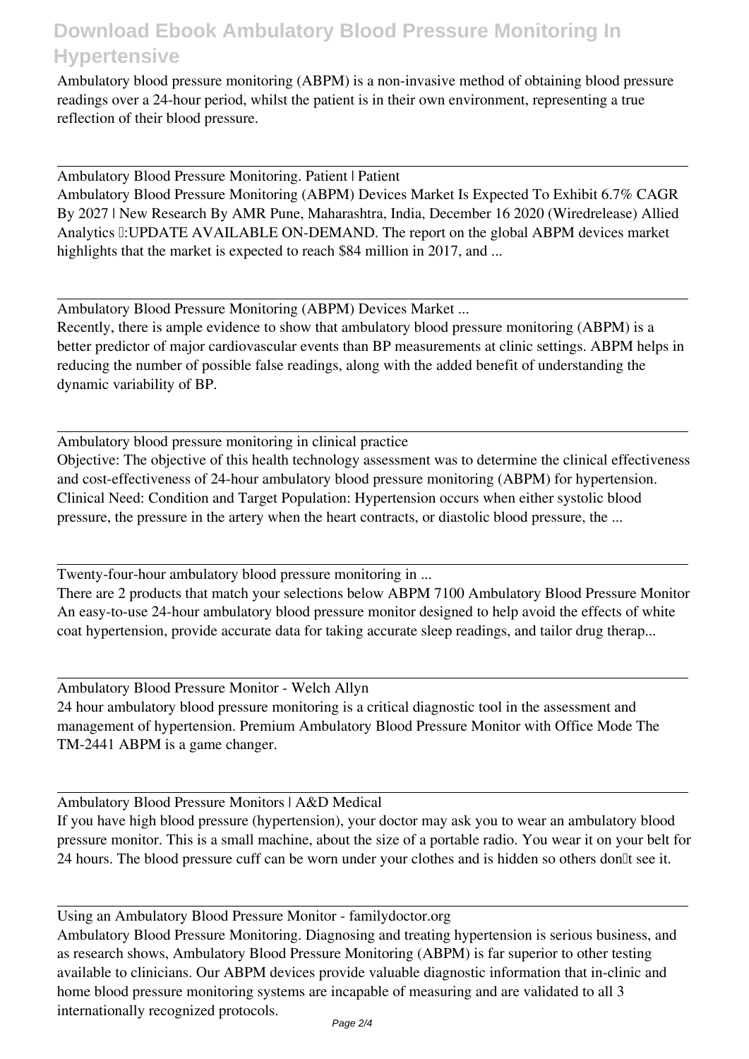Ambulatory blood pressure monitoring (ABPM) is a non-invasive method of obtaining blood pressure readings over a 24-hour period, whilst the patient is in their own environment, representing a true reflection of their blood pressure.

## Ambulatory Blood Pressure Monitoring. Patient | Patient

Ambulatory Blood Pressure Monitoring (ABPM) Devices Market Is Expected To Exhibit 6.7% CAGR By 2027 | New Research By AMR Pune, Maharashtra, India, December 16 2020 (Wiredrelease) Allied Analytics :UPDATE AVAILABLE ON-DEMAND. The report on the global ABPM devices market highlights that the market is expected to reach $84 million in 2017, and ...

## Ambulatory Blood Pressure Monitoring (ABPM) Devices Market ...

Recently, there is ample evidence to show that ambulatory blood pressure monitoring (ABPM) is a better predictor of major cardiovascular events than BP measurements at clinic settings. ABPM helps in reducing the number of possible false readings, along with the added benefit of understanding the dynamic variability of BP.

## Ambulatory blood pressure monitoring in clinical practice

Objective: The objective of this health technology assessment was to determine the clinical effectiveness and cost-effectiveness of 24-hour ambulatory blood pressure monitoring (ABPM) for hypertension. Clinical Need: Condition and Target Population: Hypertension occurs when either systolic blood pressure, the pressure in the artery when the heart contracts, or diastolic blood pressure, the ...

## Twenty-four-hour ambulatory blood pressure monitoring in ...

There are 2 products that match your selections below ABPM 7100 Ambulatory Blood Pressure Monitor An easy-to-use 24-hour ambulatory blood pressure monitor designed to help avoid the effects of white coat hypertension, provide accurate data for taking accurate sleep readings, and tailor drug therap...

## Ambulatory Blood Pressure Monitor - Welch Allyn

24 hour ambulatory blood pressure monitoring is a critical diagnostic tool in the assessment and management of hypertension. Premium Ambulatory Blood Pressure Monitor with Office Mode The TM-2441 ABPM is a game changer.

## Ambulatory Blood Pressure Monitors | A&D Medical

If you have high blood pressure (hypertension), your doctor may ask you to wear an ambulatory blood pressure monitor. This is a small machine, about the size of a portable radio. You wear it on your belt for 24 hours. The blood pressure cuff can be worn under your clothes and is hidden so others don't see it.

## Using an Ambulatory Blood Pressure Monitor - familydoctor.org

Ambulatory Blood Pressure Monitoring. Diagnosing and treating hypertension is serious business, and as research shows, Ambulatory Blood Pressure Monitoring (ABPM) is far superior to other testing available to clinicians. Our ABPM devices provide valuable diagnostic information that in-clinic and home blood pressure monitoring systems are incapable of measuring and are validated to all 3 internationally recognized protocols.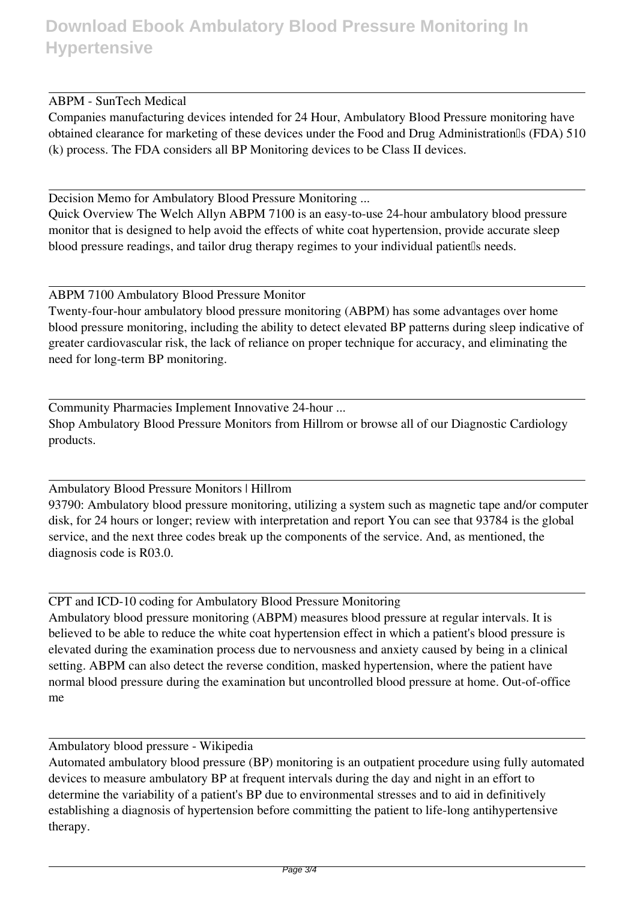ABPM - SunTech Medical

Companies manufacturing devices intended for 24 Hour, Ambulatory Blood Pressure monitoring have obtained clearance for marketing of these devices under the Food and Drug Administration's (FDA) 510 (k) process. The FDA considers all BP Monitoring devices to be Class II devices.

Decision Memo for Ambulatory Blood Pressure Monitoring ...

Quick Overview The Welch Allyn ABPM 7100 is an easy-to-use 24-hour ambulatory blood pressure monitor that is designed to help avoid the effects of white coat hypertension, provide accurate sleep blood pressure readings, and tailor drug therapy regimes to your individual patient's needs.

ABPM 7100 Ambulatory Blood Pressure Monitor

Twenty-four-hour ambulatory blood pressure monitoring (ABPM) has some advantages over home blood pressure monitoring, including the ability to detect elevated BP patterns during sleep indicative of greater cardiovascular risk, the lack of reliance on proper technique for accuracy, and eliminating the need for long-term BP monitoring.

Community Pharmacies Implement Innovative 24-hour ...

Shop Ambulatory Blood Pressure Monitors from Hillrom or browse all of our Diagnostic Cardiology products.

Ambulatory Blood Pressure Monitors | Hillrom

93790: Ambulatory blood pressure monitoring, utilizing a system such as magnetic tape and/or computer disk, for 24 hours or longer; review with interpretation and report You can see that 93784 is the global service, and the next three codes break up the components of the service. And, as mentioned, the diagnosis code is R03.0.

CPT and ICD-10 coding for Ambulatory Blood Pressure Monitoring

Ambulatory blood pressure monitoring (ABPM) measures blood pressure at regular intervals. It is believed to be able to reduce the white coat hypertension effect in which a patient's blood pressure is elevated during the examination process due to nervousness and anxiety caused by being in a clinical setting. ABPM can also detect the reverse condition, masked hypertension, where the patient have normal blood pressure during the examination but uncontrolled blood pressure at home. Out-of-office me

Ambulatory blood pressure - Wikipedia

Automated ambulatory blood pressure (BP) monitoring is an outpatient procedure using fully automated devices to measure ambulatory BP at frequent intervals during the day and night in an effort to determine the variability of a patient's BP due to environmental stresses and to aid in definitively establishing a diagnosis of hypertension before committing the patient to life-long antihypertensive therapy.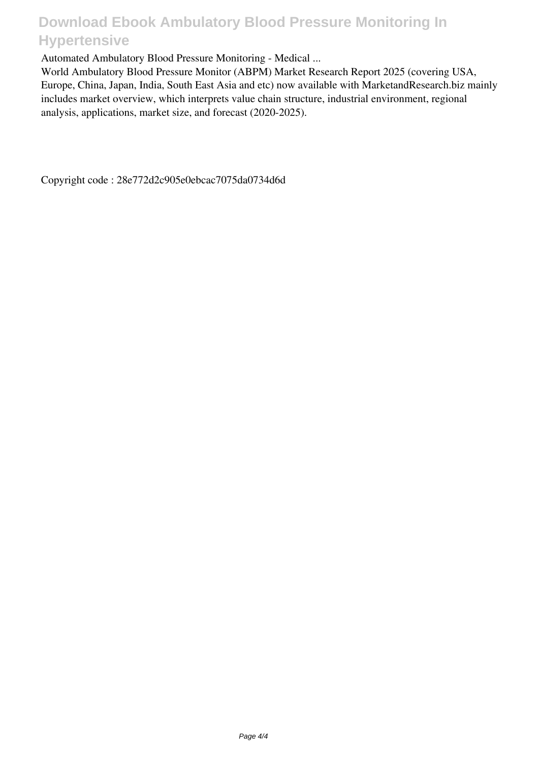Automated Ambulatory Blood Pressure Monitoring - Medical ...

World Ambulatory Blood Pressure Monitor (ABPM) Market Research Report 2025 (covering USA, Europe, China, Japan, India, South East Asia and etc) now available with MarketandResearch.biz mainly includes market overview, which interprets value chain structure, industrial environment, regional analysis, applications, market size, and forecast (2020-2025).

Copyright code : 28e772d2c905e0ebcac7075da0734d6d